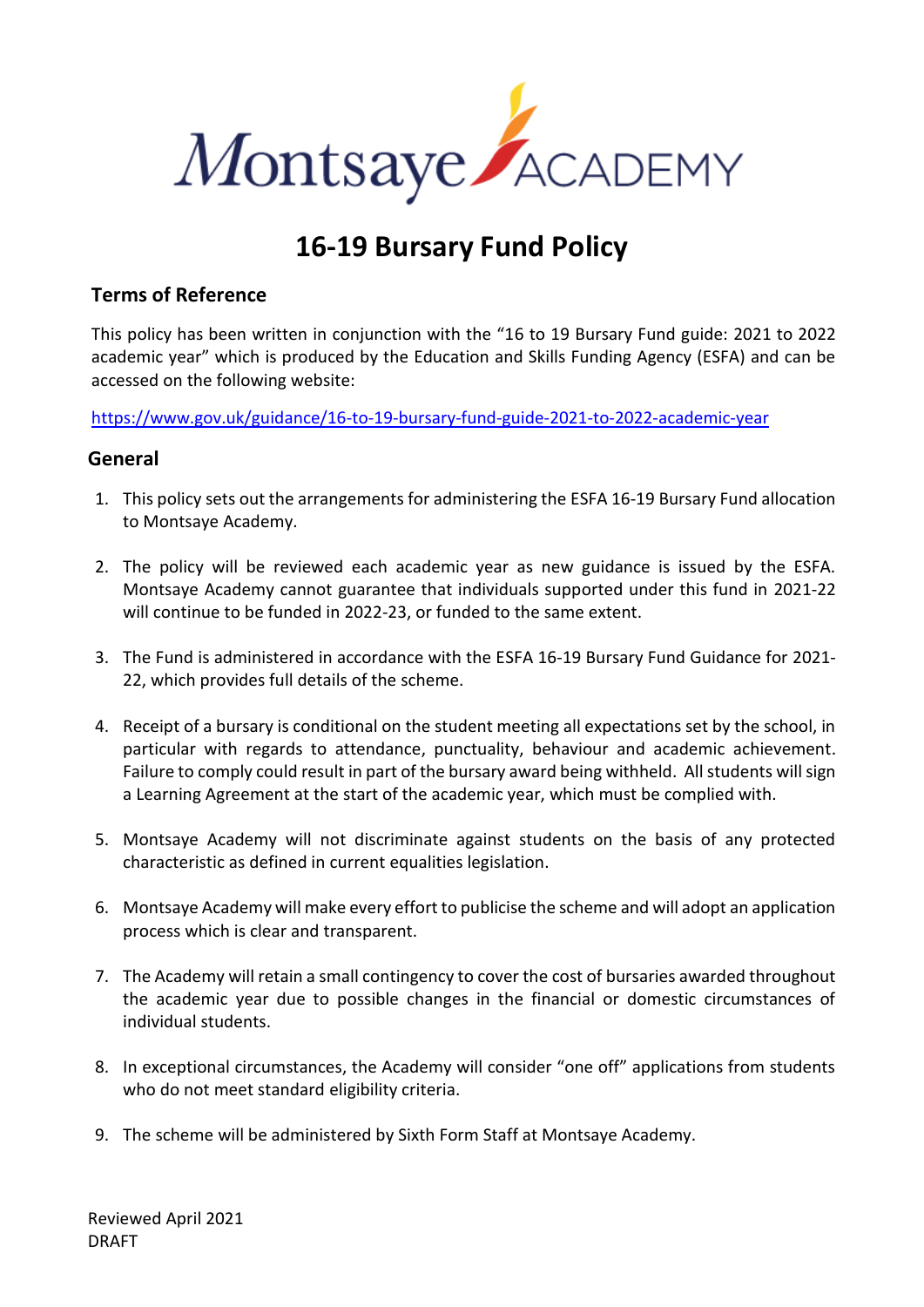# 16-19 Bursary Fund Policy

## Terms of Reference

This policy has been written in conjunction with the "16 to 19 Bursary Fund guide: 2021 to 2022 academic year" which is produced by the Education and Skills Funding Agency (ESFA) and can be accessed on the following website:

https://www.gov.uk/guidance/16-to-19-bursary-fund-guide-2021-to-2022-academic-year

## General

1. This policy sets out the arrangements for administering the ESFA 16-19 Bursary Fund allocation to Montsaye Academy.

2. The policy will be reviewed each academic year as new guidance is issued by the ESFA. Montsaye Academy cannot guarantee that individuals supported under this fund in 2021-22 will continue to be funded in 2022-23, or funded to the same extent.

3. The Fund is administered in accordance with the ESFA 16-19 Bursary Fund Guidance for 2021-22, which provides full details of the scheme.

4. Receipt of a bursary is conditional on the student meeting all expectations set by the school, in particular with regards to attendance, punctuality, behaviour and academic achievement. Failure to comply could result in part of the bursary award being withheld. All students will sign a Learning Agreement at the start of the academic year, which must be complied with.

5. Montsaye Academy will not discriminate against students on the basis of any protected characteristic as defined in current equalities legislation.

6. Montsaye Academy will make every effort to publicise the scheme and will adopt an application process which is clear and transparent.

7. The Academy will retain a small contingency to cover the cost of bursaries awarded throughout the academic year due to possible changes in the financial or domestic circumstances of individual students.

8. In exceptional circumstances, the Academy will consider "one off" applications from students who do not meet standard eligibility criteria.

9. The scheme will be administered by Sixth Form Staff at Montsaye Academy.

Reviewed April 2021
DRAFT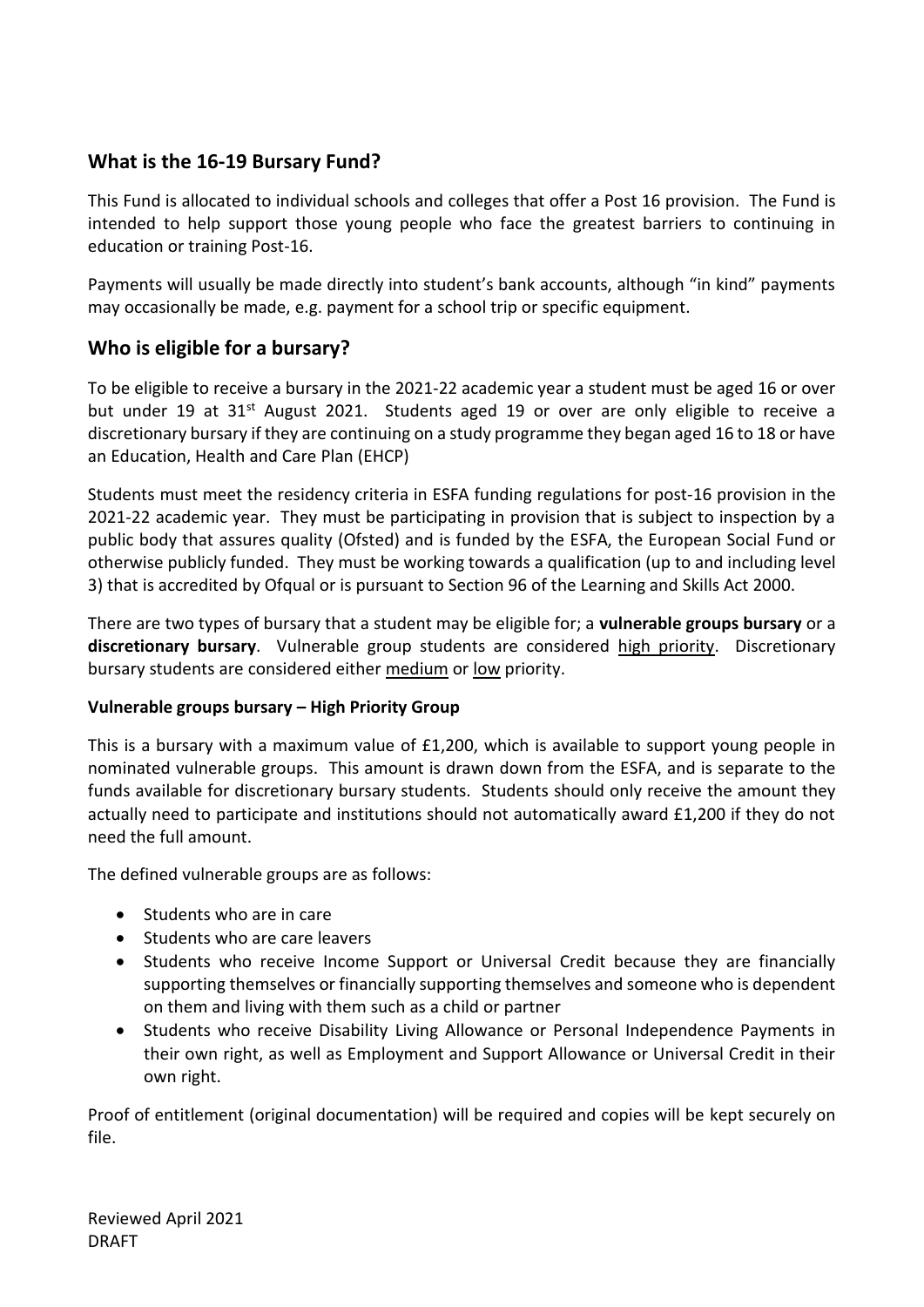## What is the 16-19 Bursary Fund?

This Fund is allocated to individual schools and colleges that offer a Post 16 provision. The Fund is intended to help support those young people who face the greatest barriers to continuing in education or training Post-16.

Payments will usually be made directly into student's bank accounts, although "in kind" payments may occasionally be made, e.g. payment for a school trip or specific equipment.

## Who is eligible for a bursary?

To be eligible to receive a bursary in the 2021-22 academic year a student must be aged 16 or over but under 19 at 31st August 2021. Students aged 19 or over are only eligible to receive a discretionary bursary if they are continuing on a study programme they began aged 16 to 18 or have an Education, Health and Care Plan (EHCP)

Students must meet the residency criteria in ESFA funding regulations for post-16 provision in the 2021-22 academic year. They must be participating in provision that is subject to inspection by a public body that assures quality (Ofsted) and is funded by the ESFA, the European Social Fund or otherwise publicly funded. They must be working towards a qualification (up to and including level 3) that is accredited by Ofqual or is pursuant to Section 96 of the Learning and Skills Act 2000.

There are two types of bursary that a student may be eligible for; a **vulnerable groups bursary** or a **discretionary bursary**. Vulnerable group students are considered high priority. Discretionary bursary students are considered either medium or low priority.

**Vulnerable groups bursary – High Priority Group**

This is a bursary with a maximum value of £1,200, which is available to support young people in nominated vulnerable groups. This amount is drawn down from the ESFA, and is separate to the funds available for discretionary bursary students. Students should only receive the amount they actually need to participate and institutions should not automatically award £1,200 if they do not need the full amount.

The defined vulnerable groups are as follows:

- Students who are in care
- Students who are care leavers
- Students who receive Income Support or Universal Credit because they are financially supporting themselves or financially supporting themselves and someone who is dependent on them and living with them such as a child or partner
- Students who receive Disability Living Allowance or Personal Independence Payments in their own right, as well as Employment and Support Allowance or Universal Credit in their own right.

Proof of entitlement (original documentation) will be required and copies will be kept securely on file.

Reviewed April 2021
DRAFT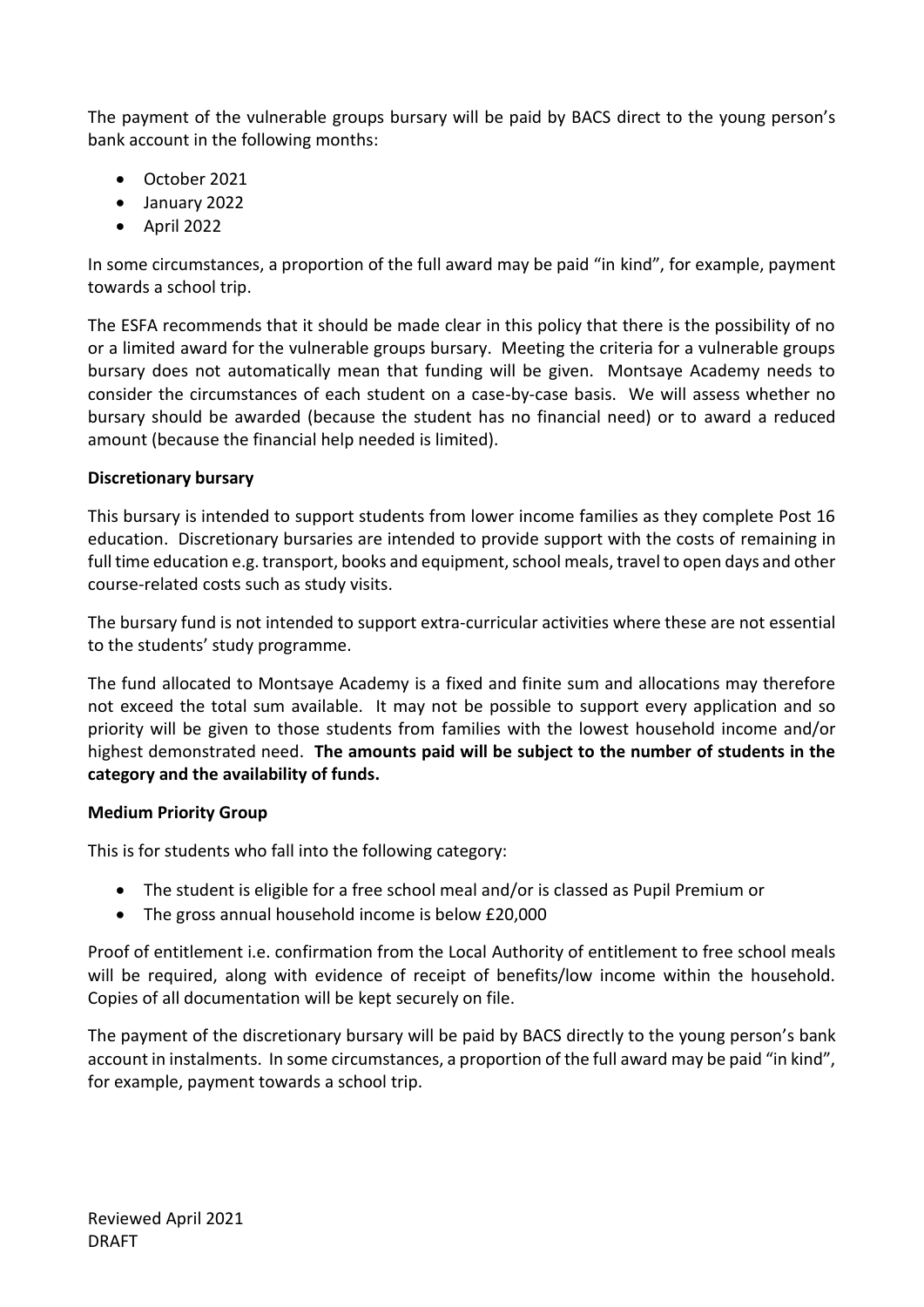The payment of the vulnerable groups bursary will be paid by BACS direct to the young person's bank account in the following months:

- October 2021
- January 2022
- April 2022

In some circumstances, a proportion of the full award may be paid "in kind", for example, payment towards a school trip.

The ESFA recommends that it should be made clear in this policy that there is the possibility of no or a limited award for the vulnerable groups bursary. Meeting the criteria for a vulnerable groups bursary does not automatically mean that funding will be given. Montsaye Academy needs to consider the circumstances of each student on a case-by-case basis. We will assess whether no bursary should be awarded (because the student has no financial need) or to award a reduced amount (because the financial help needed is limited).

**Discretionary bursary**

This bursary is intended to support students from lower income families as they complete Post 16 education. Discretionary bursaries are intended to provide support with the costs of remaining in full time education e.g. transport, books and equipment, school meals, travel to open days and other course-related costs such as study visits.

The bursary fund is not intended to support extra-curricular activities where these are not essential to the students' study programme.

The fund allocated to Montsaye Academy is a fixed and finite sum and allocations may therefore not exceed the total sum available. It may not be possible to support every application and so priority will be given to those students from families with the lowest household income and/or highest demonstrated need. **The amounts paid will be subject to the number of students in the category and the availability of funds.**

**Medium Priority Group**

This is for students who fall into the following category:

- The student is eligible for a free school meal and/or is classed as Pupil Premium or
- The gross annual household income is below £20,000

Proof of entitlement i.e. confirmation from the Local Authority of entitlement to free school meals will be required, along with evidence of receipt of benefits/low income within the household. Copies of all documentation will be kept securely on file.

The payment of the discretionary bursary will be paid by BACS directly to the young person's bank account in instalments. In some circumstances, a proportion of the full award may be paid "in kind", for example, payment towards a school trip.

Reviewed April 2021
DRAFT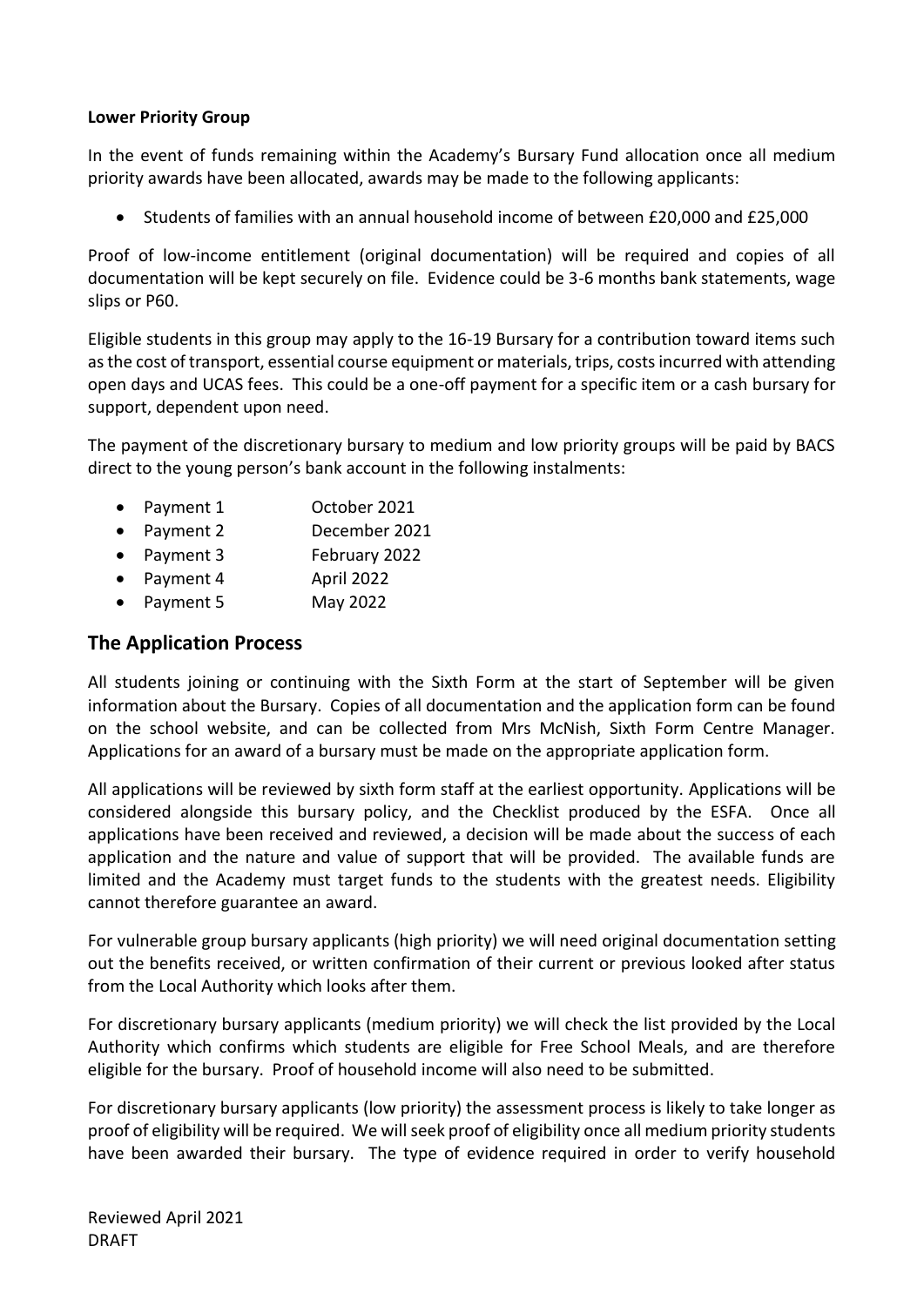**Lower Priority Group**

In the event of funds remaining within the Academy's Bursary Fund allocation once all medium priority awards have been allocated, awards may be made to the following applicants:

- Students of families with an annual household income of between £20,000 and £25,000

Proof of low-income entitlement (original documentation) will be required and copies of all documentation will be kept securely on file. Evidence could be 3-6 months bank statements, wage slips or P60.

Eligible students in this group may apply to the 16-19 Bursary for a contribution toward items such as the cost of transport, essential course equipment or materials, trips, costs incurred with attending open days and UCAS fees. This could be a one-off payment for a specific item or a cash bursary for support, dependent upon need.

The payment of the discretionary bursary to medium and low priority groups will be paid by BACS direct to the young person's bank account in the following instalments:

- Payment 1 October 2021
- Payment 2 December 2021
- Payment 3 February 2022
- Payment 4 April 2022
- Payment 5 May 2022

## The Application Process

All students joining or continuing with the Sixth Form at the start of September will be given information about the Bursary. Copies of all documentation and the application form can be found on the school website, and can be collected from Mrs McNish, Sixth Form Centre Manager. Applications for an award of a bursary must be made on the appropriate application form.

All applications will be reviewed by sixth form staff at the earliest opportunity. Applications will be considered alongside this bursary policy, and the Checklist produced by the ESFA. Once all applications have been received and reviewed, a decision will be made about the success of each application and the nature and value of support that will be provided. The available funds are limited and the Academy must target funds to the students with the greatest needs. Eligibility cannot therefore guarantee an award.

For vulnerable group bursary applicants (high priority) we will need original documentation setting out the benefits received, or written confirmation of their current or previous looked after status from the Local Authority which looks after them.

For discretionary bursary applicants (medium priority) we will check the list provided by the Local Authority which confirms which students are eligible for Free School Meals, and are therefore eligible for the bursary. Proof of household income will also need to be submitted.

For discretionary bursary applicants (low priority) the assessment process is likely to take longer as proof of eligibility will be required. We will seek proof of eligibility once all medium priority students have been awarded their bursary. The type of evidence required in order to verify household

Reviewed April 2021
DRAFT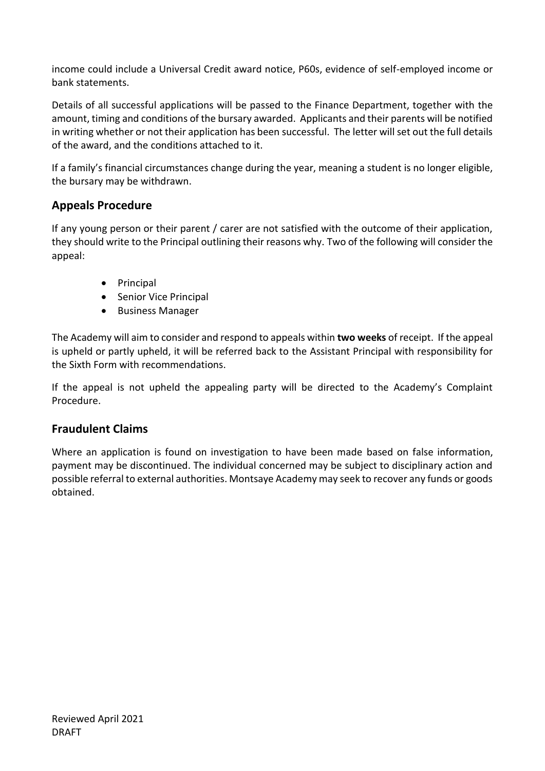income could include a Universal Credit award notice, P60s, evidence of self-employed income or bank statements.

Details of all successful applications will be passed to the Finance Department, together with the amount, timing and conditions of the bursary awarded. Applicants and their parents will be notified in writing whether or not their application has been successful. The letter will set out the full details of the award, and the conditions attached to it.

If a family's financial circumstances change during the year, meaning a student is no longer eligible, the bursary may be withdrawn.

## Appeals Procedure

If any young person or their parent / carer are not satisfied with the outcome of their application, they should write to the Principal outlining their reasons why. Two of the following will consider the appeal:

- Principal
- Senior Vice Principal
- Business Manager

The Academy will aim to consider and respond to appeals within **two weeks** of receipt. If the appeal is upheld or partly upheld, it will be referred back to the Assistant Principal with responsibility for the Sixth Form with recommendations.

If the appeal is not upheld the appealing party will be directed to the Academy's Complaint Procedure.

## Fraudulent Claims

Where an application is found on investigation to have been made based on false information, payment may be discontinued. The individual concerned may be subject to disciplinary action and possible referral to external authorities. Montsaye Academy may seek to recover any funds or goods obtained.

Reviewed April 2021
DRAFT